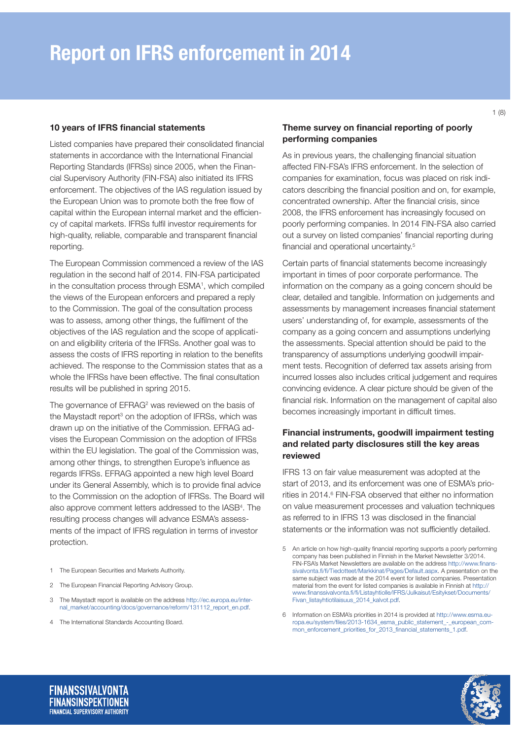# Report on IFRS enforcement in 2014

## 10 years of IFRS financial statements

Listed companies have prepared their consolidated financial statements in accordance with the International Financial Reporting Standards (IFRSs) since 2005, when the Financial Supervisory Authority (FIN-FSA) also initiated its IFRS enforcement. The objectives of the IAS regulation issued by the European Union was to promote both the free flow of capital within the European internal market and the efficiency of capital markets. IFRSs fulfil investor requirements for high-quality, reliable, comparable and transparent financial reporting.

The European Commission commenced a review of the IAS regulation in the second half of 2014. FIN-FSA participated in the consultation process through ESMA[1], which compiled the views of the European enforcers and prepared a reply to the Commission. The goal of the consultation process was to assess, among other things, the fulfilment of the objectives of the IAS regulation and the scope of application and eligibility criteria of the IFRSs. Another goal was to assess the costs of IFRS reporting in relation to the benefits achieved. The response to the Commission states that as a whole the IFRSs have been effective. The final consultation results will be published in spring 2015.

The governance of EFRAG[2] was reviewed on the basis of the Maystadt report[3] on the adoption of IFRSs, which was drawn up on the initiative of the Commission. EFRAG advises the European Commission on the adoption of IFRSs within the EU legislation. The goal of the Commission was, among other things, to strengthen Europe's influence as regards IFRSs. EFRAG appointed a new high level Board under its General Assembly, which is to provide final advice to the Commission on the adoption of IFRSs. The Board will also approve comment letters addressed to the IASB[4]. The resulting process changes will advance ESMA's assessments of the impact of IFRS regulation in terms of investor protection.

1 The European Securities and Markets Authority.

2 The European Financial Reporting Advisory Group.

3 The Maystadt report is available on the address http://ec.europa.eu/internal_market/accounting/docs/governance/reform/131112_report_en.pdf.

4 The International Standards Accounting Board.

## Theme survey on financial reporting of poorly performing companies

As in previous years, the challenging financial situation affected FIN-FSA's IFRS enforcement. In the selection of companies for examination, focus was placed on risk indicators describing the financial position and on, for example, concentrated ownership. After the financial crisis, since 2008, the IFRS enforcement has increasingly focused on poorly performing companies. In 2014 FIN-FSA also carried out a survey on listed companies' financial reporting during financial and operational uncertainty.[5]

Certain parts of financial statements become increasingly important in times of poor corporate performance. The information on the company as a going concern should be clear, detailed and tangible. Information on judgements and assessments by management increases financial statement users' understanding of, for example, assessments of the company as a going concern and assumptions underlying the assessments. Special attention should be paid to the transparency of assumptions underlying goodwill impairment tests. Recognition of deferred tax assets arising from incurred losses also includes critical judgement and requires convincing evidence. A clear picture should be given of the financial risk. Information on the management of capital also becomes increasingly important in difficult times.

## Financial instruments, goodwill impairment testing and related party disclosures still the key areas reviewed

IFRS 13 on fair value measurement was adopted at the start of 2013, and its enforcement was one of ESMA's priorities in 2014.[6] FIN-FSA observed that either no information on value measurement processes and valuation techniques as referred to in IFRS 13 was disclosed in the financial statements or the information was not sufficiently detailed.

5 An article on how high-quality financial reporting supports a poorly performing company has been published in Finnish in the Market Newsletter 3/2014. FIN-FSA's Market Newsletters are available on the address http://www.finanssivalvonta.fi/fi/Tiedotteet/Markkinat/Pages/Default.aspx. A presentation on the same subject was made at the 2014 event for listed companies. Presentation material from the event for listed companies is available in Finnish at http://www.finanssivalvonta.fi/fi/Listayhtiolle/IFRS/Julkaisut/Esitykset/Documents/Fivan_listayhtiotilaisuus_2014_kalvot.pdf.

6 Information on ESMA's priorities in 2014 is provided at http://www.esma.europa.eu/system/files/2013-1634_esma_public_statement_-_european_common_enforcement_priorities_for_2013_financial_statements_1.pdf.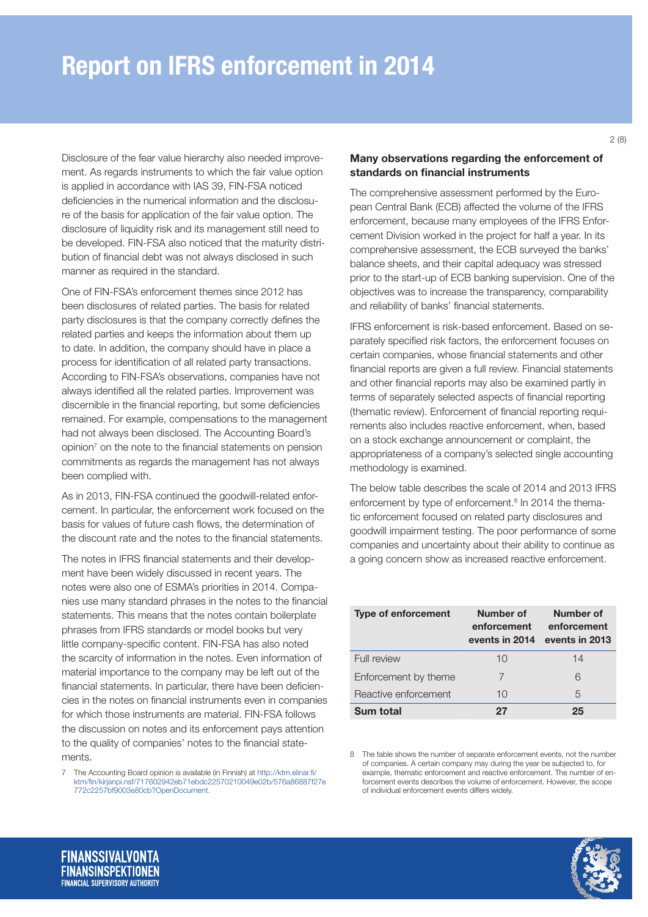Disclosure of the fear value hierarchy also needed improvement. As regards instruments to which the fair value option is applied in accordance with IAS 39, FIN-FSA noticed deficiencies in the numerical information and the disclosure of the basis for application of the fair value option. The disclosure of liquidity risk and its management still need to be developed. FIN-FSA also noticed that the maturity distribution of financial debt was not always disclosed in such manner as required in the standard.

One of FIN-FSA's enforcement themes since 2012 has been disclosures of related parties. The basis for related party disclosures is that the company correctly defines the related parties and keeps the information about them up to date. In addition, the company should have in place a process for identification of all related party transactions. According to FIN-FSA's observations, companies have not always identified all the related parties. Improvement was discernible in the financial reporting, but some deficiencies remained. For example, compensations to the management had not always been disclosed. The Accounting Board's opinion[7] on the note to the financial statements on pension commitments as regards the management has not always been complied with.

As in 2013, FIN-FSA continued the goodwill-related enforcement. In particular, the enforcement work focused on the basis for values of future cash flows, the determination of the discount rate and the notes to the financial statements.

The notes in IFRS financial statements and their development have been widely discussed in recent years. The notes were also one of ESMA's priorities in 2014. Companies use many standard phrases in the notes to the financial statements. This means that the notes contain boilerplate phrases from IFRS standards or model books but very little company-specific content. FIN-FSA has also noted the scarcity of information in the notes. Even information of material importance to the company may be left out of the financial statements. In particular, there have been deficiencies in the notes on financial instruments even in companies for which those instruments are material. FIN-FSA follows the discussion on notes and its enforcement pays attention to the quality of companies' notes to the financial statements.

7 The Accounting Board opinion is available (in Finnish) at http://ktm.elinar.fi/ktm/fin/kirjanpi.nsf/717602942eb71ebdc22570210049e02b/576a86887f27e772c2257bf9003e80cb?OpenDocument.

## Many observations regarding the enforcement of standards on financial instruments

The comprehensive assessment performed by the European Central Bank (ECB) affected the volume of the IFRS enforcement, because many employees of the IFRS Enforcement Division worked in the project for half a year. In its comprehensive assessment, the ECB surveyed the banks' balance sheets, and their capital adequacy was stressed prior to the start-up of ECB banking supervision. One of the objectives was to increase the transparency, comparability and reliability of banks' financial statements.

IFRS enforcement is risk-based enforcement. Based on separately specified risk factors, the enforcement focuses on certain companies, whose financial statements and other financial reports are given a full review. Financial statements and other financial reports may also be examined partly in terms of separately selected aspects of financial reporting (thematic review). Enforcement of financial reporting requirements also includes reactive enforcement, when, based on a stock exchange announcement or complaint, the appropriateness of a company's selected single accounting methodology is examined.

The below table describes the scale of 2014 and 2013 IFRS enforcement by type of enforcement.[8] In 2014 the thematic enforcement focused on related party disclosures and goodwill impairment testing. The poor performance of some companies and uncertainty about their ability to continue as a going concern show as increased reactive enforcement.

| Type of enforcement | Number of enforcement events in 2014 | Number of enforcement events in 2013 |
|---|---|---|
| Full review | 10 | 14 |
| Enforcement by theme | 7 | 6 |
| Reactive enforcement | 10 | 5 |
| **Sum total** | **27** | **25** |

8 The table shows the number of separate enforcement events, not the number of companies. A certain company may during the year be subjected to, for example, thematic enforcement and reactive enforcement. The number of enforcement events describes the volume of enforcement. However, the scope of individual enforcement events differs widely.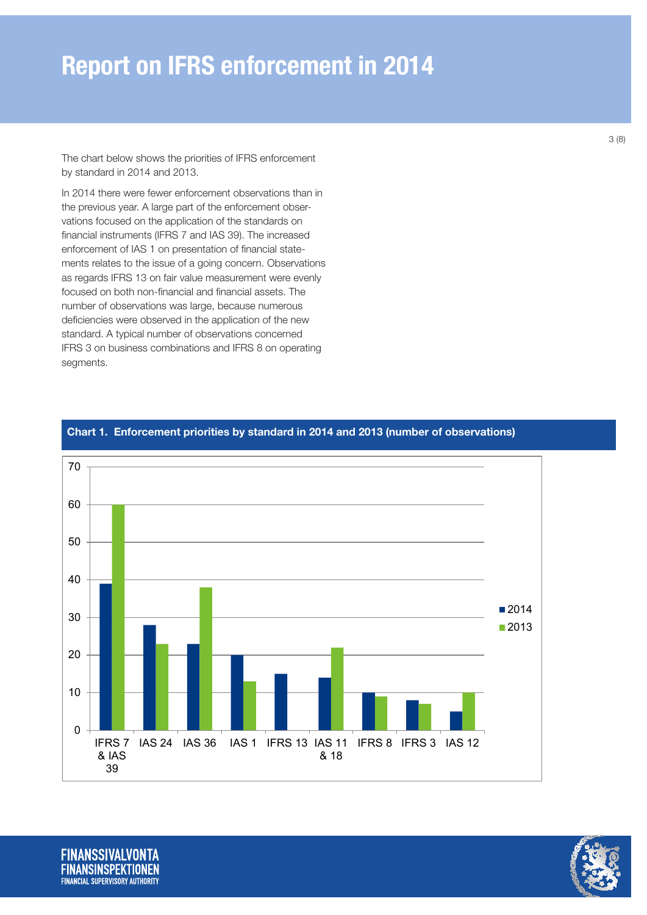# Report on IFRS enforcement in 2014

The chart below shows the priorities of IFRS enforcement by standard in 2014 and 2013.

In 2014 there were fewer enforcement observations than in the previous year. A large part of the enforcement observations focused on the application of the standards on financial instruments (IFRS 7 and IAS 39). The increased enforcement of IAS 1 on presentation of financial statements relates to the issue of a going concern. Observations as regards IFRS 13 on fair value measurement were evenly focused on both non-financial and financial assets. The number of observations was large, because numerous deficiencies were observed in the application of the new standard. A typical number of observations concerned IFRS 3 on business combinations and IFRS 8 on operating segments.

**Chart 1. Enforcement priorities by standard in 2014 and 2013 (number of observations)**

| Standard | 2014 | 2013 |
|---|---|---|
| IFRS 7 & IAS 39 | 39 | 60 |
| IAS 24 | 28 | 23 |
| IAS 36 | 23 | 38 |
| IAS 1 | 20 | 13 |
| IFRS 13 | 15 | |
| IAS 11 & 18 | 14 | 22 |
| IFRS 8 | 10 | 9 |
| IFRS 3 | 8 | 7 |
| IAS 12 | 5 | 10 |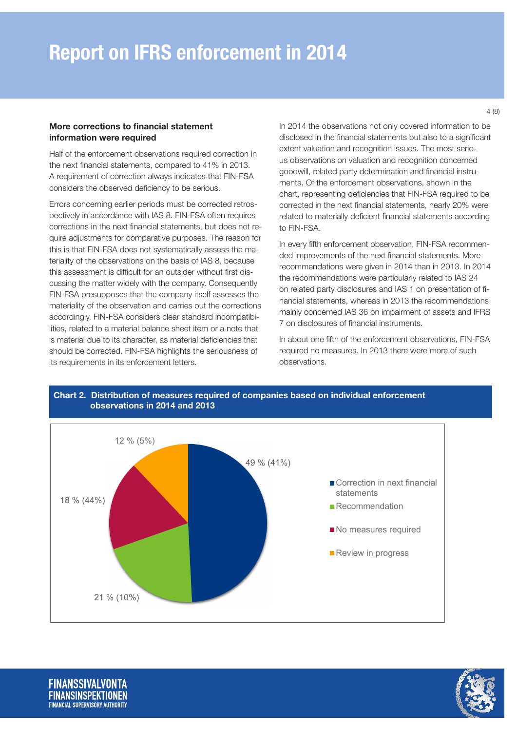## More corrections to financial statement information were required

Half of the enforcement observations required correction in the next financial statements, compared to 41% in 2013. A requirement of correction always indicates that FIN-FSA considers the observed deficiency to be serious.

Errors concerning earlier periods must be corrected retrospectively in accordance with IAS 8. FIN-FSA often requires corrections in the next financial statements, but does not require adjustments for comparative purposes. The reason for this is that FIN-FSA does not systematically assess the materiality of the observations on the basis of IAS 8, because this assessment is difficult for an outsider without first discussing the matter widely with the company. Consequently FIN-FSA presupposes that the company itself assesses the materiality of the observation and carries out the corrections accordingly. FIN-FSA considers clear standard incompatibilities, related to a material balance sheet item or a note that is material due to its character, as material deficiencies that should be corrected. FIN-FSA highlights the seriousness of its requirements in its enforcement letters.

In 2014 the observations not only covered information to be disclosed in the financial statements but also to a significant extent valuation and recognition issues. The most serious observations on valuation and recognition concerned goodwill, related party determination and financial instruments. Of the enforcement observations, shown in the chart, representing deficiencies that FIN-FSA required to be corrected in the next financial statements, nearly 20% were related to materially deficient financial statements according to FIN-FSA.

In every fifth enforcement observation, FIN-FSA recommended improvements of the next financial statements. More recommendations were given in 2014 than in 2013. In 2014 the recommendations were particularly related to IAS 24 on related party disclosures and IAS 1 on presentation of financial statements, whereas in 2013 the recommendations mainly concerned IAS 36 on impairment of assets and IFRS 7 on disclosures of financial instruments.

In about one fifth of the enforcement observations, FIN-FSA required no measures. In 2013 there were more of such observations.

**Chart 2. Distribution of measures required of companies based on individual enforcement observations in 2014 and 2013**

| Measure | 2014 | (2013) |
|---|---|---|
| Correction in next financial statements | 49 % | (41%) |
| Recommendation | 21 % | (10%) |
| No measures required | 18 % | (44%) |
| Review in progress | 12 % | (5%) |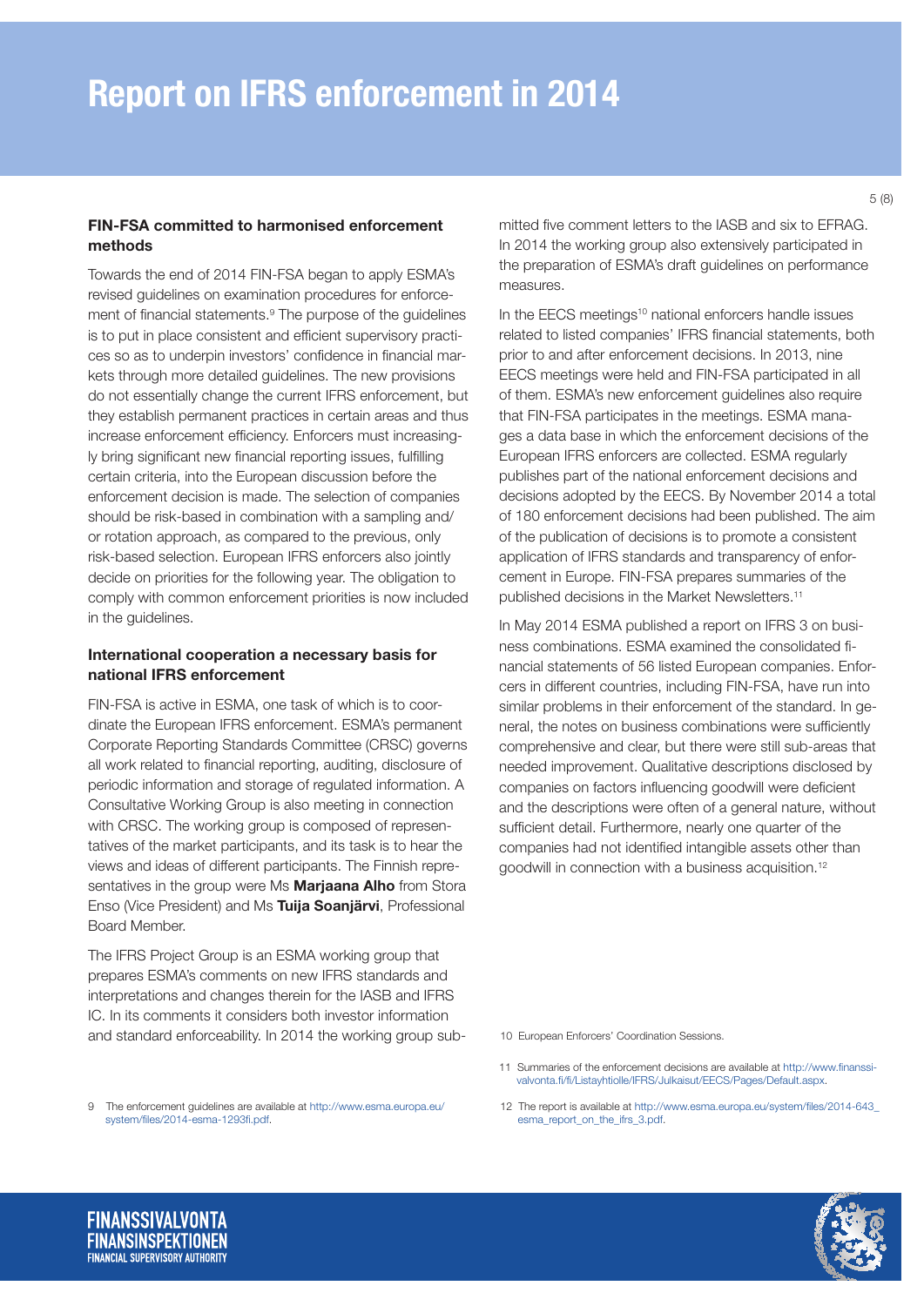### FIN-FSA committed to harmonised enforcement methods

Towards the end of 2014 FIN-FSA began to apply ESMA's revised guidelines on examination procedures for enforcement of financial statements.[9] The purpose of the guidelines is to put in place consistent and efficient supervisory practices so as to underpin investors' confidence in financial markets through more detailed guidelines. The new provisions do not essentially change the current IFRS enforcement, but they establish permanent practices in certain areas and thus increase enforcement efficiency. Enforcers must increasingly bring significant new financial reporting issues, fulfilling certain criteria, into the European discussion before the enforcement decision is made. The selection of companies should be risk-based in combination with a sampling and/or rotation approach, as compared to the previous, only risk-based selection. European IFRS enforcers also jointly decide on priorities for the following year. The obligation to comply with common enforcement priorities is now included in the guidelines.

### International cooperation a necessary basis for national IFRS enforcement

FIN-FSA is active in ESMA, one task of which is to coordinate the European IFRS enforcement. ESMA's permanent Corporate Reporting Standards Committee (CRSC) governs all work related to financial reporting, auditing, disclosure of periodic information and storage of regulated information. A Consultative Working Group is also meeting in connection with CRSC. The working group is composed of representatives of the market participants, and its task is to hear the views and ideas of different participants. The Finnish representatives in the group were Ms **Marjaana Alho** from Stora Enso (Vice President) and Ms **Tuija Soanjärvi**, Professional Board Member.

The IFRS Project Group is an ESMA working group that prepares ESMA's comments on new IFRS standards and interpretations and changes therein for the IASB and IFRS IC. In its comments it considers both investor information and standard enforceability. In 2014 the working group submitted five comment letters to the IASB and six to EFRAG. In 2014 the working group also extensively participated in the preparation of ESMA's draft guidelines on performance measures.

In the EECS meetings[10] national enforcers handle issues related to listed companies' IFRS financial statements, both prior to and after enforcement decisions. In 2013, nine EECS meetings were held and FIN-FSA participated in all of them. ESMA's new enforcement guidelines also require that FIN-FSA participates in the meetings. ESMA manages a data base in which the enforcement decisions of the European IFRS enforcers are collected. ESMA regularly publishes part of the national enforcement decisions and decisions adopted by the EECS. By November 2014 a total of 180 enforcement decisions had been published. The aim of the publication of decisions is to promote a consistent application of IFRS standards and transparency of enforcement in Europe. FIN-FSA prepares summaries of the published decisions in the Market Newsletters.[11]

In May 2014 ESMA published a report on IFRS 3 on business combinations. ESMA examined the consolidated financial statements of 56 listed European companies. Enforcers in different countries, including FIN-FSA, have run into similar problems in their enforcement of the standard. In general, the notes on business combinations were sufficiently comprehensive and clear, but there were still sub-areas that needed improvement. Qualitative descriptions disclosed by companies on factors influencing goodwill were deficient and the descriptions were often of a general nature, without sufficient detail. Furthermore, nearly one quarter of the companies had not identified intangible assets other than goodwill in connection with a business acquisition.[12]

9 The enforcement guidelines are available at http://www.esma.europa.eu/system/files/2014-esma-1293fi.pdf.

10 European Enforcers' Coordination Sessions.

11 Summaries of the enforcement decisions are available at http://www.finanssivalvonta.fi/fi/Listayhtiolle/IFRS/Julkaisut/EECS/Pages/Default.aspx.

12 The report is available at http://www.esma.europa.eu/system/files/2014-643_esma_report_on_the_ifrs_3.pdf.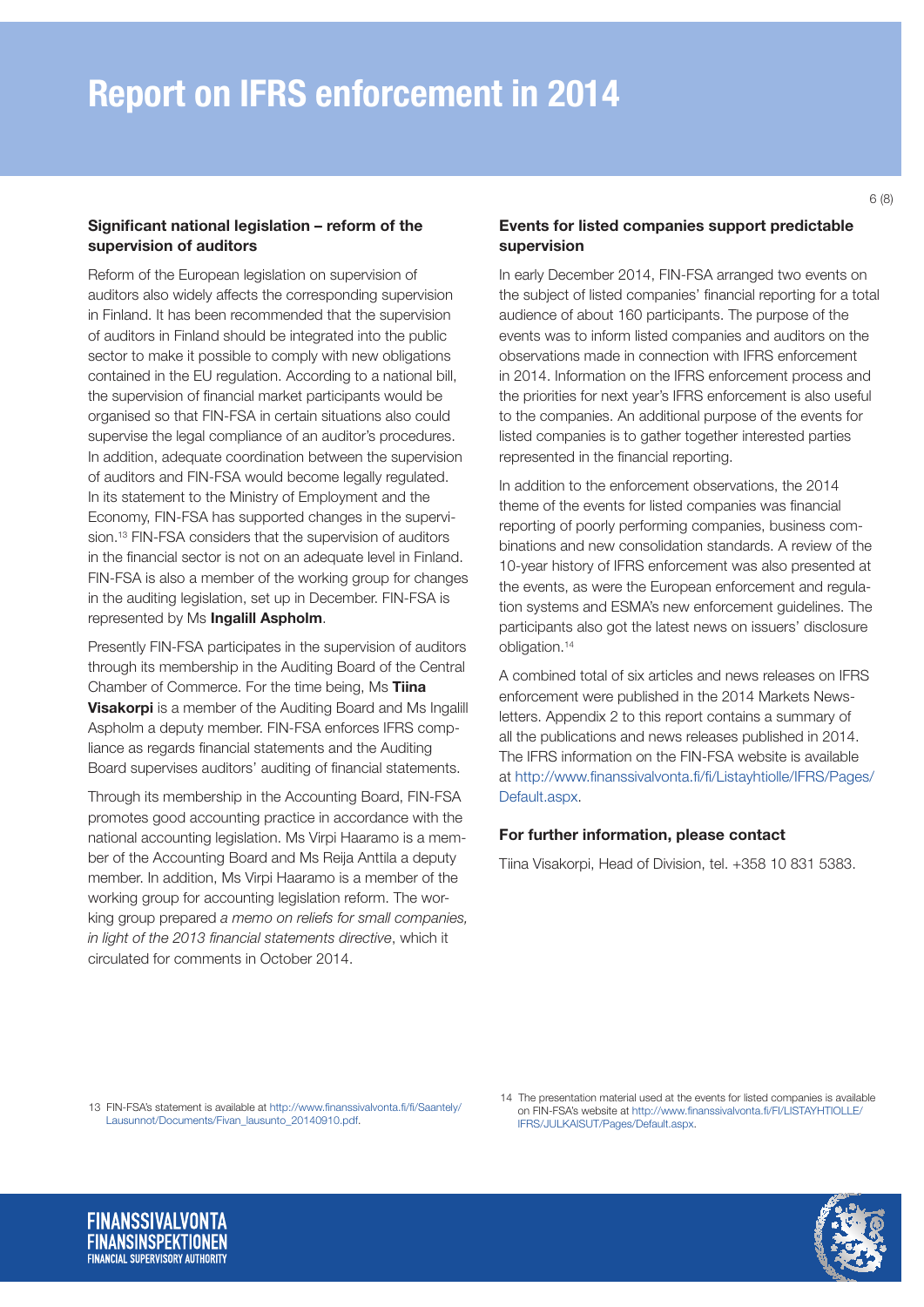## Significant national legislation – reform of the supervision of auditors

Reform of the European legislation on supervision of auditors also widely affects the corresponding supervision in Finland. It has been recommended that the supervision of auditors in Finland should be integrated into the public sector to make it possible to comply with new obligations contained in the EU regulation. According to a national bill, the supervision of financial market participants would be organised so that FIN-FSA in certain situations also could supervise the legal compliance of an auditor's procedures. In addition, adequate coordination between the supervision of auditors and FIN-FSA would become legally regulated. In its statement to the Ministry of Employment and the Economy, FIN-FSA has supported changes in the supervision.[13] FIN-FSA considers that the supervision of auditors in the financial sector is not on an adequate level in Finland. FIN-FSA is also a member of the working group for changes in the auditing legislation, set up in December. FIN-FSA is represented by Ms **Ingalill Aspholm**.

Presently FIN-FSA participates in the supervision of auditors through its membership in the Auditing Board of the Central Chamber of Commerce. For the time being, Ms **Tiina Visakorpi** is a member of the Auditing Board and Ms Ingalill Aspholm a deputy member. FIN-FSA enforces IFRS compliance as regards financial statements and the Auditing Board supervises auditors' auditing of financial statements.

Through its membership in the Accounting Board, FIN-FSA promotes good accounting practice in accordance with the national accounting legislation. Ms Virpi Haaramo is a member of the Accounting Board and Ms Reija Anttila a deputy member. In addition, Ms Virpi Haaramo is a member of the working group for accounting legislation reform. The working group prepared *a memo on reliefs for small companies, in light of the 2013 financial statements directive*, which it circulated for comments in October 2014.

## Events for listed companies support predictable supervision

In early December 2014, FIN-FSA arranged two events on the subject of listed companies' financial reporting for a total audience of about 160 participants. The purpose of the events was to inform listed companies and auditors on the observations made in connection with IFRS enforcement in 2014. Information on the IFRS enforcement process and the priorities for next year's IFRS enforcement is also useful to the companies. An additional purpose of the events for listed companies is to gather together interested parties represented in the financial reporting.

In addition to the enforcement observations, the 2014 theme of the events for listed companies was financial reporting of poorly performing companies, business combinations and new consolidation standards. A review of the 10-year history of IFRS enforcement was also presented at the events, as were the European enforcement and regulation systems and ESMA's new enforcement guidelines. The participants also got the latest news on issuers' disclosure obligation.[14]

A combined total of six articles and news releases on IFRS enforcement were published in the 2014 Markets Newsletters. Appendix 2 to this report contains a summary of all the publications and news releases published in 2014. The IFRS information on the FIN-FSA website is available at http://www.finanssivalvonta.fi/fi/Listayhtiolle/IFRS/Pages/Default.aspx.

## For further information, please contact

Tiina Visakorpi, Head of Division, tel. +358 10 831 5383.

---

13 FIN-FSA's statement is available at http://www.finanssivalvonta.fi/fi/Saantely/Lausunnot/Documents/Fivan_lausunto_20140910.pdf.

14 The presentation material used at the events for listed companies is available on FIN-FSA's website at http://www.finanssivalvonta.fi/FI/LISTAYHTIOLLE/IFRS/JULKAISUT/Pages/Default.aspx.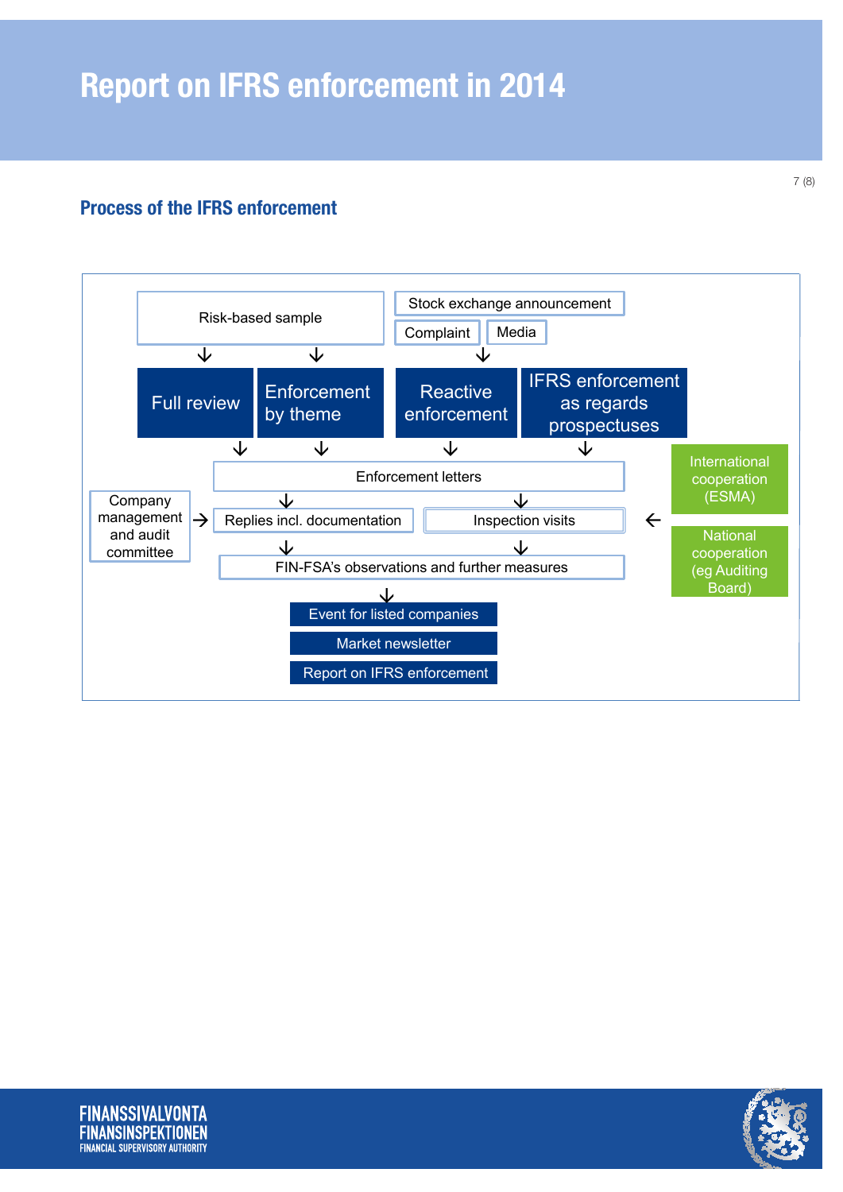## Process of the IFRS enforcement

Risk-based sample

Stock exchange announcement

Complaint

Media

Full review

Enforcement by theme

Reactive enforcement

IFRS enforcement as regards prospectuses

Enforcement letters

Company management and audit committee

Replies incl. documentation

Inspection visits

International cooperation (ESMA)

National cooperation (eg Auditing Board)

FIN-FSA's observations and further measures

Event for listed companies

Market newsletter

Report on IFRS enforcement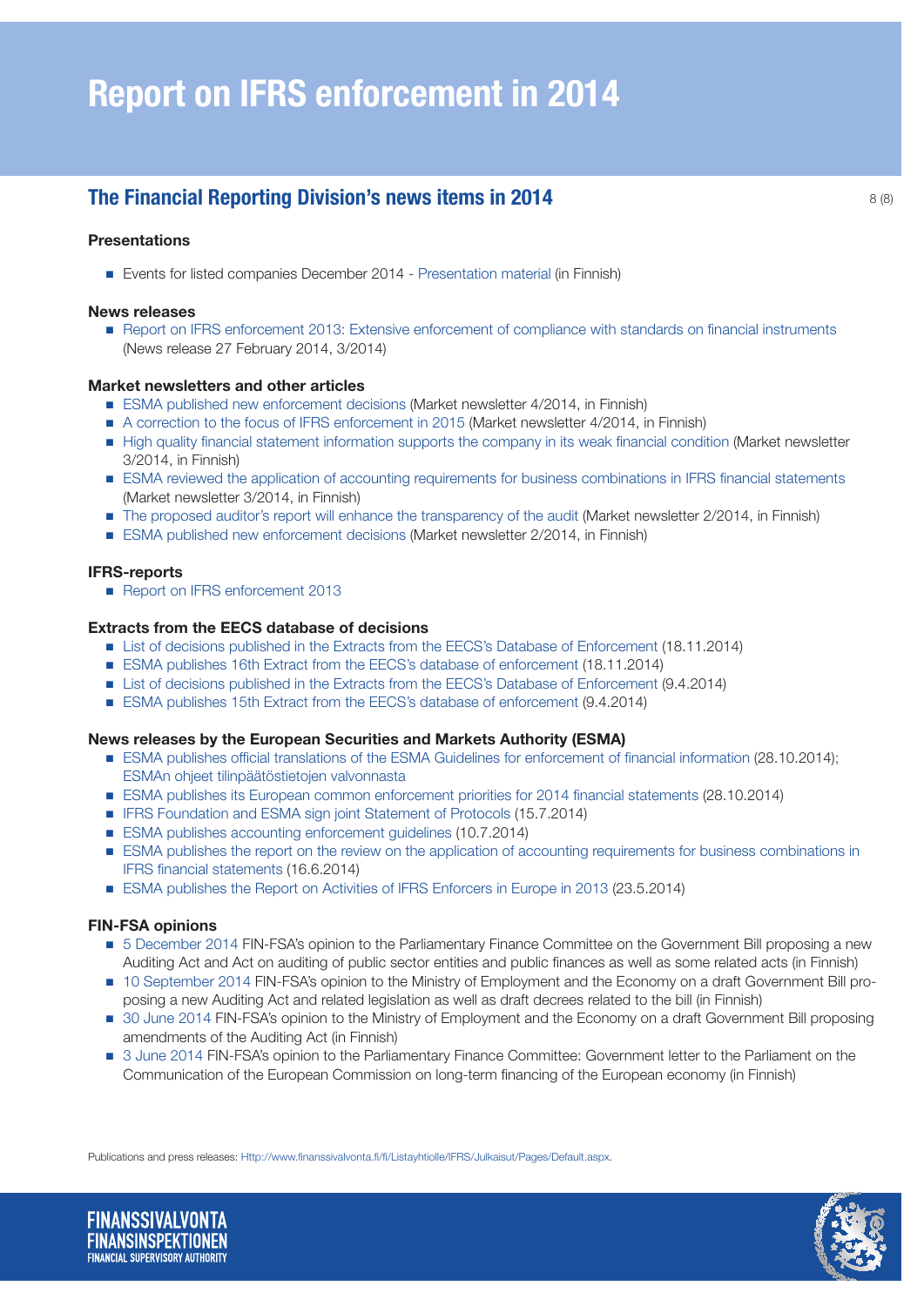# Report on IFRS enforcement in 2014

## The Financial Reporting Division's news items in 2014

### Presentations

- Events for listed companies December 2014 - Presentation material (in Finnish)

### News releases

- Report on IFRS enforcement 2013: Extensive enforcement of compliance with standards on financial instruments (News release 27 February 2014, 3/2014)

### Market newsletters and other articles

- ESMA published new enforcement decisions (Market newsletter 4/2014, in Finnish)
- A correction to the focus of IFRS enforcement in 2015 (Market newsletter 4/2014, in Finnish)
- High quality financial statement information supports the company in its weak financial condition (Market newsletter 3/2014, in Finnish)
- ESMA reviewed the application of accounting requirements for business combinations in IFRS financial statements (Market newsletter 3/2014, in Finnish)
- The proposed auditor's report will enhance the transparency of the audit (Market newsletter 2/2014, in Finnish)
- ESMA published new enforcement decisions (Market newsletter 2/2014, in Finnish)

### IFRS-reports

- Report on IFRS enforcement 2013

### Extracts from the EECS database of decisions

- List of decisions published in the Extracts from the EECS's Database of Enforcement (18.11.2014)
- ESMA publishes 16th Extract from the EECS's database of enforcement (18.11.2014)
- List of decisions published in the Extracts from the EECS's Database of Enforcement (9.4.2014)
- ESMA publishes 15th Extract from the EECS's database of enforcement (9.4.2014)

### News releases by the European Securities and Markets Authority (ESMA)

- ESMA publishes official translations of the ESMA Guidelines for enforcement of financial information (28.10.2014); ESMAn ohjeet tilinpäätöstietojen valvonnasta
- ESMA publishes its European common enforcement priorities for 2014 financial statements (28.10.2014)
- IFRS Foundation and ESMA sign joint Statement of Protocols (15.7.2014)
- ESMA publishes accounting enforcement guidelines (10.7.2014)
- ESMA publishes the report on the review on the application of accounting requirements for business combinations in IFRS financial statements (16.6.2014)
- ESMA publishes the Report on Activities of IFRS Enforcers in Europe in 2013 (23.5.2014)

### FIN-FSA opinions

- 5 December 2014 FIN-FSA's opinion to the Parliamentary Finance Committee on the Government Bill proposing a new Auditing Act and Act on auditing of public sector entities and public finances as well as some related acts (in Finnish)
- 10 September 2014 FIN-FSA's opinion to the Ministry of Employment and the Economy on a draft Government Bill proposing a new Auditing Act and related legislation as well as draft decrees related to the bill (in Finnish)
- 30 June 2014 FIN-FSA's opinion to the Ministry of Employment and the Economy on a draft Government Bill proposing amendments of the Auditing Act (in Finnish)
- 3 June 2014 FIN-FSA's opinion to the Parliamentary Finance Committee: Government letter to the Parliament on the Communication of the European Commission on long-term financing of the European economy (in Finnish)

Publications and press releases: Http://www.finanssivalvonta.fi/fi/Listayhtiolle/IFRS/Julkaisut/Pages/Default.aspx.

FINANSSIVALVONTA
FINANSINSPEKTIONEN
FINANCIAL SUPERVISORY AUTHORITY